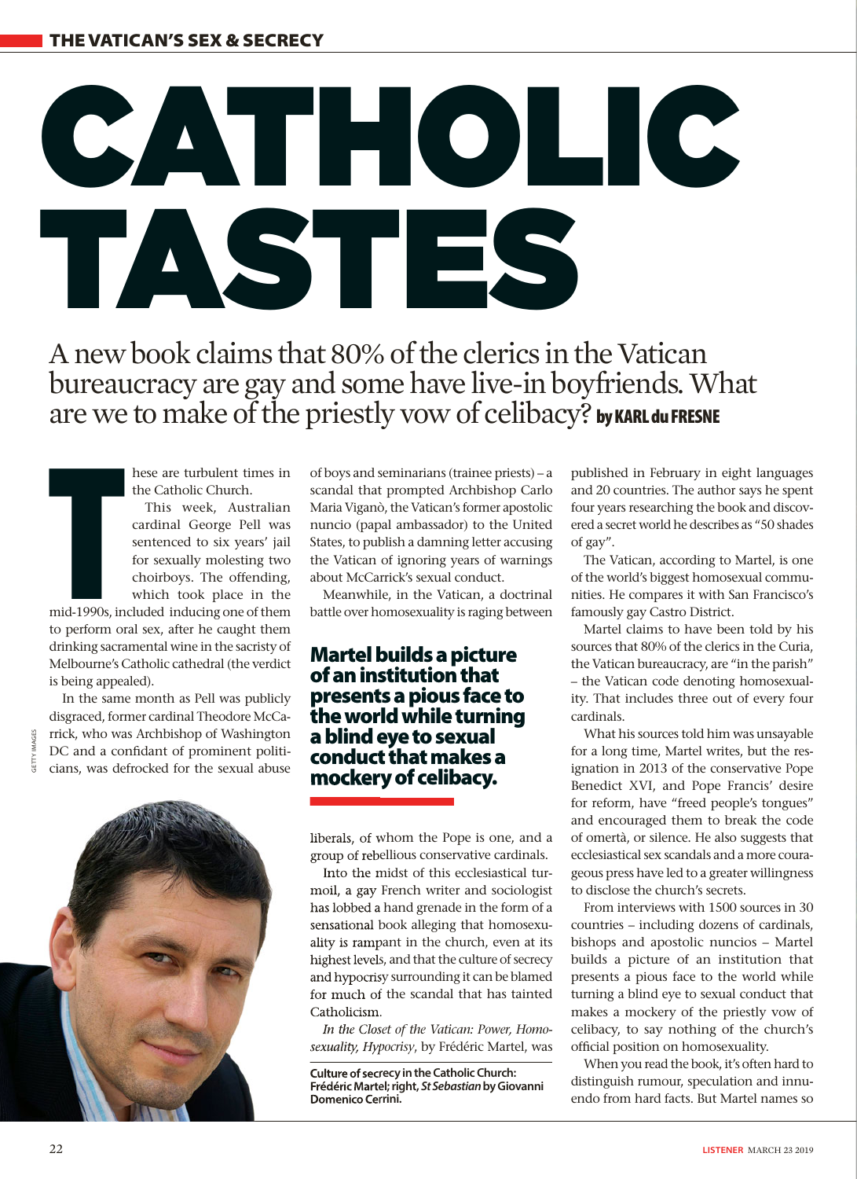# CATHOLIC TASTES

A new book claims that 80% of the clerics in the Vatican bureaucracy are gay and some have live-in boyfriends. What are we to make of the priestly vow of celibacy? **by KARL du FRESNE**

These are turbulent times in the Catholic Church.

This week, Australian cardinal George Pell was sentenced to six years' jail for sexually molesting two choirboys. The offending, which took place in the mid-1990s, included inducing one of them to perform oral sex, after he caught them drinking sacramental wine in the sacristy of Melbourne's Catholic cathedral (the verdict is being appealed).

In the same month as Pell was publicly disgraced, former cardinal Theodore McCarrick, who was Archbishop of Washington DC and a confidant of prominent politicians, was defrocked for the sexual abuse of boys and seminarians (trainee priests) – a scandal that prompted Archbishop Carlo Maria Viganò, the Vatican's former apostolic nuncio (papal ambassador) to the United States, to publish a damning letter accusing the Vatican of ignoring years of warnings about McCarrick's sexual conduct.

Meanwhile, in the Vatican, a doctrinal battle over homosexuality is raging between liberals, of whom the Pope is one, and a group of rebellious conservative cardinals.

**Martel builds a picture of an institution that presents a pious face to the world while turning a blind eye to sexual conduct that makes a mockery of celibacy.**

Into the midst of this ecclesiastical turmoil, a gay French writer and sociologist has lobbed a hand grenade in the form of a sensational book alleging that homosexuality is rampant in the church, even at its highest levels, and that the culture of secrecy and hypocrisy surrounding it can be blamed for much of the scandal that has tainted Catholicism.

*In the Closet of the Vatican: Power, Homosexuality, Hypocrisy*, by Frédéric Martel, was published in February in eight languages and 20 countries. The author says he spent four years researching the book and discovered a secret world he describes as "50 shades of gay".

**Culture of secrecy in the Catholic Church: Frédéric Martel; right, *St Sebastian* by Giovanni Domenico Cerrini.**

The Vatican, according to Martel, is one of the world's biggest homosexual communities. He compares it with San Francisco's famously gay Castro District.

Martel claims to have been told by his sources that 80% of the clerics in the Curia, the Vatican bureaucracy, are "in the parish" – the Vatican code denoting homosexuality. That includes three out of every four cardinals.

What his sources told him was unsayable for a long time, Martel writes, but the resignation in 2013 of the conservative Pope Benedict XVI, and Pope Francis' desire for reform, have "freed people's tongues" and encouraged them to break the code of omertà, or silence. He also suggests that ecclesiastical sex scandals and a more courageous press have led to a greater willingness to disclose the church's secrets.

From interviews with 1500 sources in 30 countries – including dozens of cardinals, bishops and apostolic nuncios – Martel builds a picture of an institution that presents a pious face to the world while turning a blind eye to sexual conduct that makes a mockery of the priestly vow of celibacy, to say nothing of the church's official position on homosexuality.

When you read the book, it's often hard to distinguish rumour, speculation and innuendo from hard facts. But Martel names so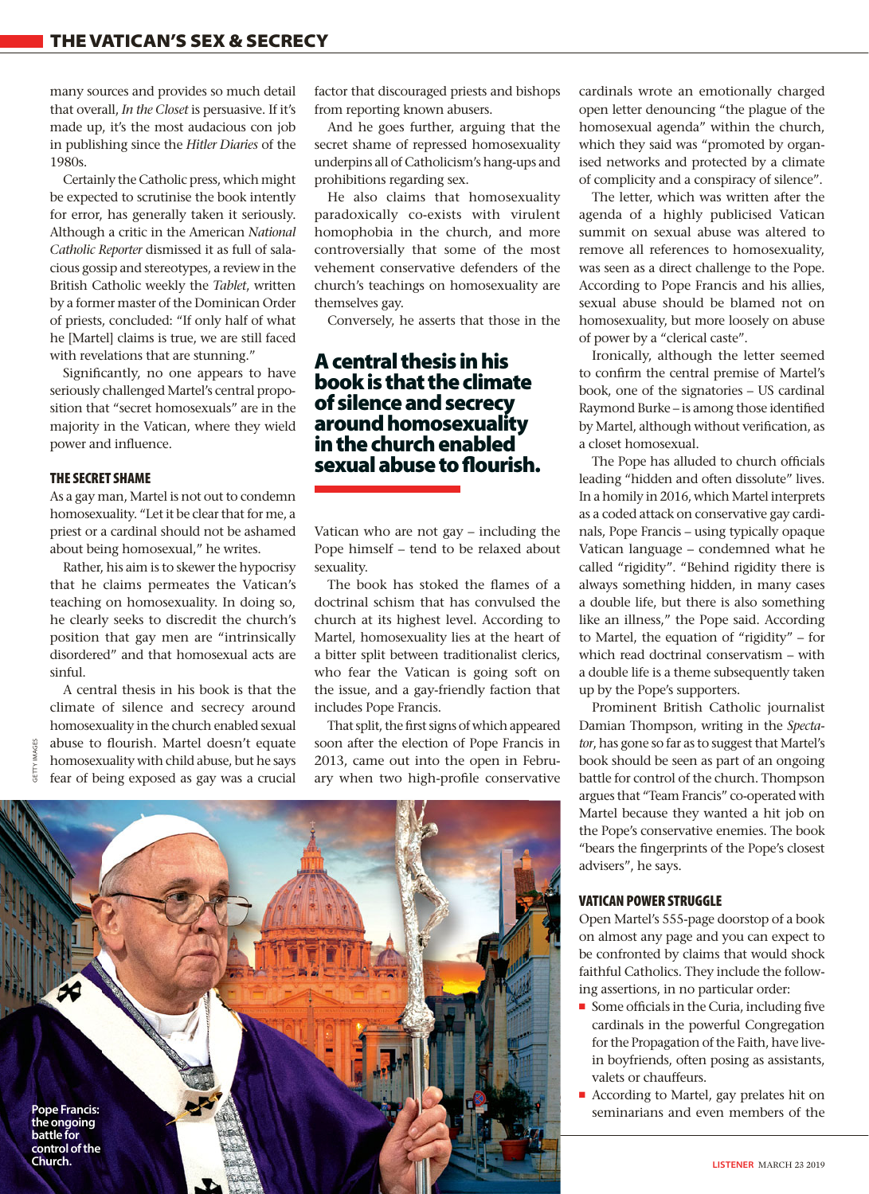many sources and provides so much detail that overall, *In the Closet* is persuasive. If it's made up, it's the most audacious con job in publishing since the *Hitler Diaries* of the 1980s.

Certainly the Catholic press, which might be expected to scrutinise the book intently for error, has generally taken it seriously. Although a critic in the American *National Catholic Reporter* dismissed it as full of salacious gossip and stereotypes, a review in the British Catholic weekly the *Tablet*, written by a former master of the Dominican Order of priests, concluded: "If only half of what he [Martel] claims is true, we are still faced with revelations that are stunning."

Significantly, no one appears to have seriously challenged Martel's central proposition that "secret homosexuals" are in the majority in the Vatican, where they wield power and influence.

### THE SECRET SHAME

As a gay man, Martel is not out to condemn homosexuality. "Let it be clear that for me, a priest or a cardinal should not be ashamed about being homosexual," he writes.

Rather, his aim is to skewer the hypocrisy that he claims permeates the Vatican's teaching on homosexuality. In doing so, he clearly seeks to discredit the church's position that gay men are "intrinsically disordered" and that homosexual acts are sinful.

A central thesis in his book is that the climate of silence and secrecy around homosexuality in the church enabled sexual abuse to flourish. Martel doesn't equate homosexuality with child abuse, but he says fear of being exposed as gay was a crucial factor that discouraged priests and bishops from reporting known abusers.

And he goes further, arguing that the secret shame of repressed homosexuality underpins all of Catholicism's hang-ups and prohibitions regarding sex.

He also claims that homosexuality paradoxically co-exists with virulent homophobia in the church, and more controversially that some of the most vehement conservative defenders of the church's teachings on homosexuality are themselves gay.

Conversely, he asserts that those in the

**A central thesis in his book is that the climate of silence and secrecy around homosexuality in the church enabled sexual abuse to flourish.**

Vatican who are not gay – including the Pope himself – tend to be relaxed about sexuality.

The book has stoked the flames of a doctrinal schism that has convulsed the church at its highest level. According to Martel, homosexuality lies at the heart of a bitter split between traditionalist clerics, who fear the Vatican is going soft on the issue, and a gay-friendly faction that includes Pope Francis.

That split, the first signs of which appeared soon after the election of Pope Francis in 2013, came out into the open in February when two high-profile conservative cardinals wrote an emotionally charged open letter denouncing "the plague of the homosexual agenda" within the church, which they said was "promoted by organised networks and protected by a climate of complicity and a conspiracy of silence".

The letter, which was written after the agenda of a highly publicised Vatican summit on sexual abuse was altered to remove all references to homosexuality, was seen as a direct challenge to the Pope. According to Pope Francis and his allies, sexual abuse should be blamed not on homosexuality, but more loosely on abuse of power by a "clerical caste".

Ironically, although the letter seemed to confirm the central premise of Martel's book, one of the signatories – US cardinal Raymond Burke – is among those identified by Martel, although without verification, as a closet homosexual.

The Pope has alluded to church officials leading "hidden and often dissolute" lives. In a homily in 2016, which Martel interprets as a coded attack on conservative gay cardinals, Pope Francis – using typically opaque Vatican language – condemned what he called "rigidity". "Behind rigidity there is always something hidden, in many cases a double life, but there is also something like an illness," the Pope said. According to Martel, the equation of "rigidity" – for which read doctrinal conservatism – with a double life is a theme subsequently taken up by the Pope's supporters.

Prominent British Catholic journalist Damian Thompson, writing in the *Spectator*, has gone so far as to suggest that Martel's book should be seen as part of an ongoing battle for control of the church. Thompson argues that "Team Francis" co-operated with Martel because they wanted a hit job on the Pope's conservative enemies. The book "bears the fingerprints of the Pope's closest advisers", he says.

### VATICAN POWER STRUGGLE

Open Martel's 555-page doorstop of a book on almost any page and you can expect to be confronted by claims that would shock faithful Catholics. They include the following assertions, in no particular order:

- Some officials in the Curia, including five cardinals in the powerful Congregation for the Propagation of the Faith, have live-in boyfriends, often posing as assistants, valets or chauffeurs.
- According to Martel, gay prelates hit on seminarians and even members of the

Pope Francis: the ongoing battle for control of the Church.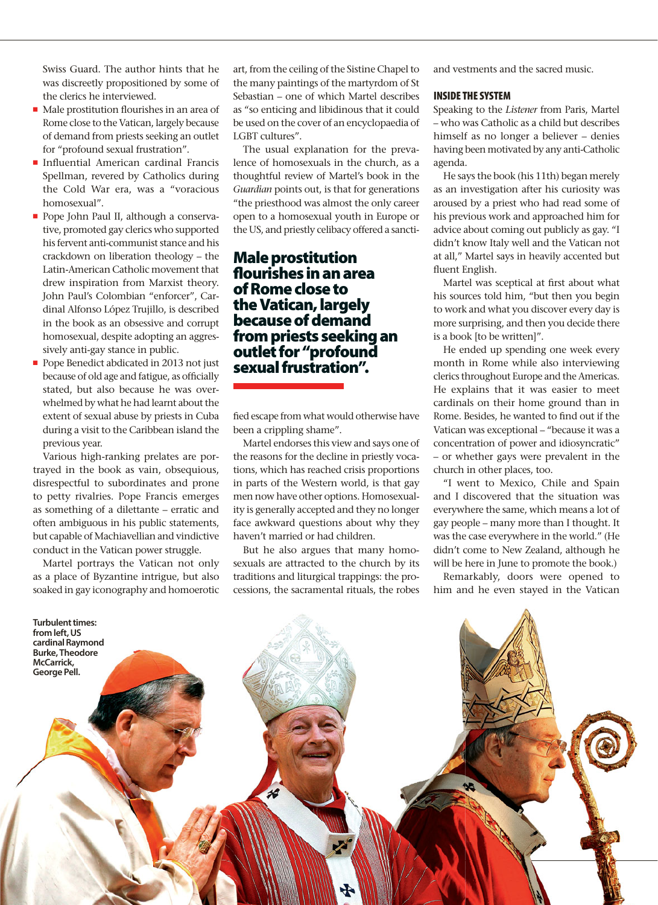Swiss Guard. The author hints that he was discreetly propositioned by some of the clerics he interviewed.

- Male prostitution flourishes in an area of Rome close to the Vatican, largely because of demand from priests seeking an outlet for "profound sexual frustration".
- Influential American cardinal Francis Spellman, revered by Catholics during the Cold War era, was a "voracious homosexual".
- Pope John Paul II, although a conservative, promoted gay clerics who supported his fervent anti-communist stance and his crackdown on liberation theology – the Latin-American Catholic movement that drew inspiration from Marxist theory. John Paul's Colombian "enforcer", Cardinal Alfonso López Trujillo, is described in the book as an obsessive and corrupt homosexual, despite adopting an aggressively anti-gay stance in public.
- Pope Benedict abdicated in 2013 not just because of old age and fatigue, as officially stated, but also because he was overwhelmed by what he had learnt about the extent of sexual abuse by priests in Cuba during a visit to the Caribbean island the previous year.

Various high-ranking prelates are portrayed in the book as vain, obsequious, disrespectful to subordinates and prone to petty rivalries. Pope Francis emerges as something of a dilettante – erratic and often ambiguous in his public statements, but capable of Machiavellian and vindictive conduct in the Vatican power struggle.

Martel portrays the Vatican not only as a place of Byzantine intrigue, but also soaked in gay iconography and homoerotic art, from the ceiling of the Sistine Chapel to the many paintings of the martyrdom of St Sebastian – one of which Martel describes as "so enticing and libidinous that it could be used on the cover of an encyclopaedia of LGBT cultures".

The usual explanation for the prevalence of homosexuals in the church, as a thoughtful review of Martel's book in the *Guardian* points out, is that for generations "the priesthood was almost the only career open to a homosexual youth in Europe or the US, and priestly celibacy offered a sanctified escape from what would otherwise have been a crippling shame".

**Male prostitution flourishes in an area of Rome close to the Vatican, largely because of demand from priests seeking an outlet for "profound sexual frustration".**

Martel endorses this view and says one of the reasons for the decline in priestly vocations, which has reached crisis proportions in parts of the Western world, is that gay men now have other options. Homosexuality is generally accepted and they no longer face awkward questions about why they haven't married or had children.

But he also argues that many homosexuals are attracted to the church by its traditions and liturgical trappings: the processions, the sacramental rituals, the robes and vestments and the sacred music.

## INSIDE THE SYSTEM

Speaking to the *Listener* from Paris, Martel – who was Catholic as a child but describes himself as no longer a believer – denies having been motivated by any anti-Catholic agenda.

He says the book (his 11th) began merely as an investigation after his curiosity was aroused by a priest who had read some of his previous work and approached him for advice about coming out publicly as gay. "I didn't know Italy well and the Vatican not at all," Martel says in heavily accented but fluent English.

Martel was sceptical at first about what his sources told him, "but then you begin to work and what you discover every day is more surprising, and then you decide there is a book [to be written]".

He ended up spending one week every month in Rome while also interviewing clerics throughout Europe and the Americas. He explains that it was easier to meet cardinals on their home ground than in Rome. Besides, he wanted to find out if the Vatican was exceptional – "because it was a concentration of power and idiosyncratic" – or whether gays were prevalent in the church in other places, too.

"I went to Mexico, Chile and Spain and I discovered that the situation was everywhere the same, which means a lot of gay people – many more than I thought. It was the case everywhere in the world." (He didn't come to New Zealand, although he will be here in June to promote the book.)

Remarkably, doors were opened to him and he even stayed in the Vatican

**Turbulent times: from left, US cardinal Raymond Burke, Theodore McCarrick, George Pell.**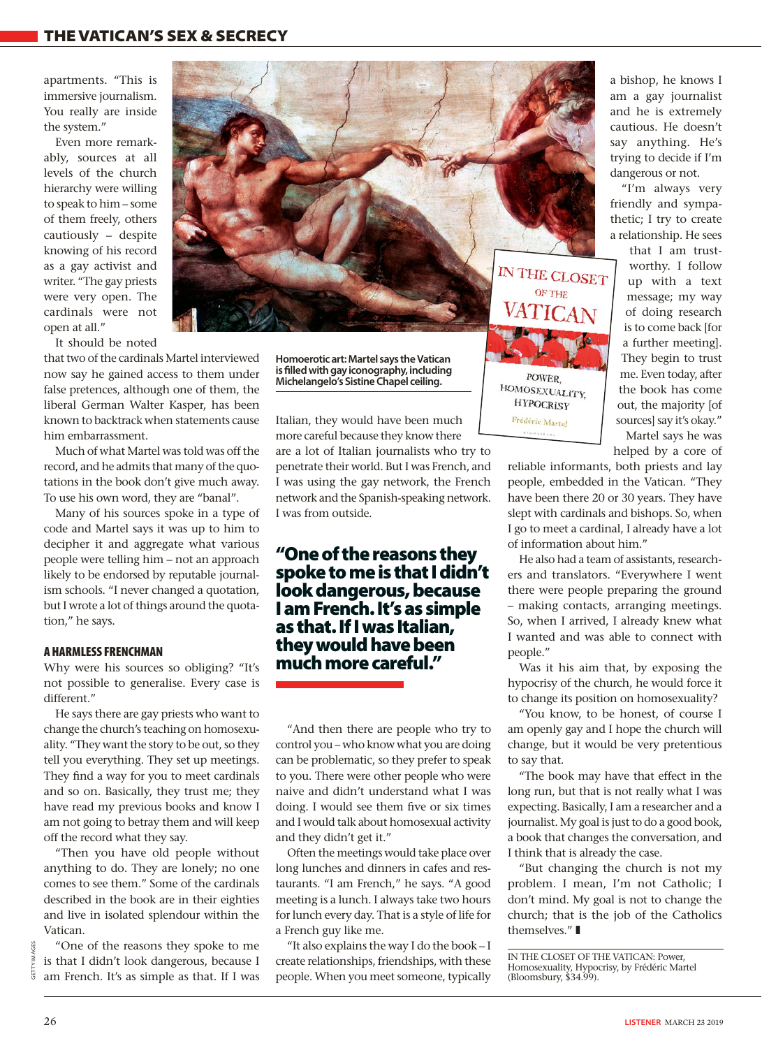apartments. "This is immersive journalism. You really are inside the system."

Even more remarkably, sources at all levels of the church hierarchy were willing to speak to him – some of them freely, others cautiously – despite knowing of his record as a gay activist and writer. "The gay priests were very open. The cardinals were not open at all."

It should be noted that two of the cardinals Martel interviewed now say he gained access to them under false pretences, although one of them, the liberal German Walter Kasper, has been known to backtrack when statements cause him embarrassment.

Much of what Martel was told was off the record, and he admits that many of the quotations in the book don't give much away. To use his own word, they are "banal".

Many of his sources spoke in a type of code and Martel says it was up to him to decipher it and aggregate what various people were telling him – not an approach likely to be endorsed by reputable journalism schools. "I never changed a quotation, but I wrote a lot of things around the quotation," he says.

### A HARMLESS FRENCHMAN

Why were his sources so obliging? "It's not possible to generalise. Every case is different."

He says there are gay priests who want to change the church's teaching on homosexuality. "They want the story to be out, so they tell you everything. They set up meetings. They find a way for you to meet cardinals and so on. Basically, they trust me; they have read my previous books and know I am not going to betray them and will keep off the record what they say.

"Then you have old people without anything to do. They are lonely; no one comes to see them." Some of the cardinals described in the book are in their eighties and live in isolated splendour within the Vatican.

"One of the reasons they spoke to me is that I didn't look dangerous, because I am French. It's as simple as that. If I was Italian, they would have been much more careful because they know there are a lot of Italian journalists who try to penetrate their world. But I was French, and I was using the gay network, the French network and the Spanish-speaking network. I was from outside.

**"One of the reasons they spoke to me is that I didn't look dangerous, because I am French. It's as simple as that. If I was Italian, they would have been much more careful."**

"And then there are people who try to control you – who know what you are doing can be problematic, so they prefer to speak to you. There were other people who were naive and didn't understand what I was doing. I would see them five or six times and I would talk about homosexual activity and they didn't get it."

Often the meetings would take place over long lunches and dinners in cafes and restaurants. "I am French," he says. "A good meeting is a lunch. I always take two hours for lunch every day. That is a style of life for a French guy like me.

"It also explains the way I do the book – I create relationships, friendships, with these people. When you meet someone, typically a bishop, he knows I am a gay journalist and he is extremely cautious. He doesn't say anything. He's trying to decide if I'm dangerous or not.

"I'm always very friendly and sympathetic; I try to create a relationship. He sees that I am trustworthy. I follow up with a text message; my way of doing research is to come back [for a further meeting]. They begin to trust me. Even today, after the book has come out, the majority [of sources] say it's okay."

Martel says he was helped by a core of reliable informants, both priests and lay people, embedded in the Vatican. "They have been there 20 or 30 years. They have slept with cardinals and bishops. So, when I go to meet a cardinal, I already have a lot of information about him."

He also had a team of assistants, researchers and translators. "Everywhere I went there were people preparing the ground – making contacts, arranging meetings. So, when I arrived, I already knew what I wanted and was able to connect with people."

Was it his aim that, by exposing the hypocrisy of the church, he would force it to change its position on homosexuality?

"You know, to be honest, of course I am openly gay and I hope the church will change, but it would be very pretentious to say that.

"The book may have that effect in the long run, but that is not really what I was expecting. Basically, I am a researcher and a journalist. My goal is just to do a good book, a book that changes the conversation, and I think that is already the case.

"But changing the church is not my problem. I mean, I'm not Catholic; I don't mind. My goal is not to change the church; that is the job of the Catholics themselves." ∎

**Homoerotic art: Martel says the Vatican is filled with gay iconography, including Michelangelo's Sistine Chapel ceiling.**

IN THE CLOSET OF THE VATICAN: Power, Homosexuality, Hypocrisy, by Frédéric Martel (Bloomsbury, $34.99).